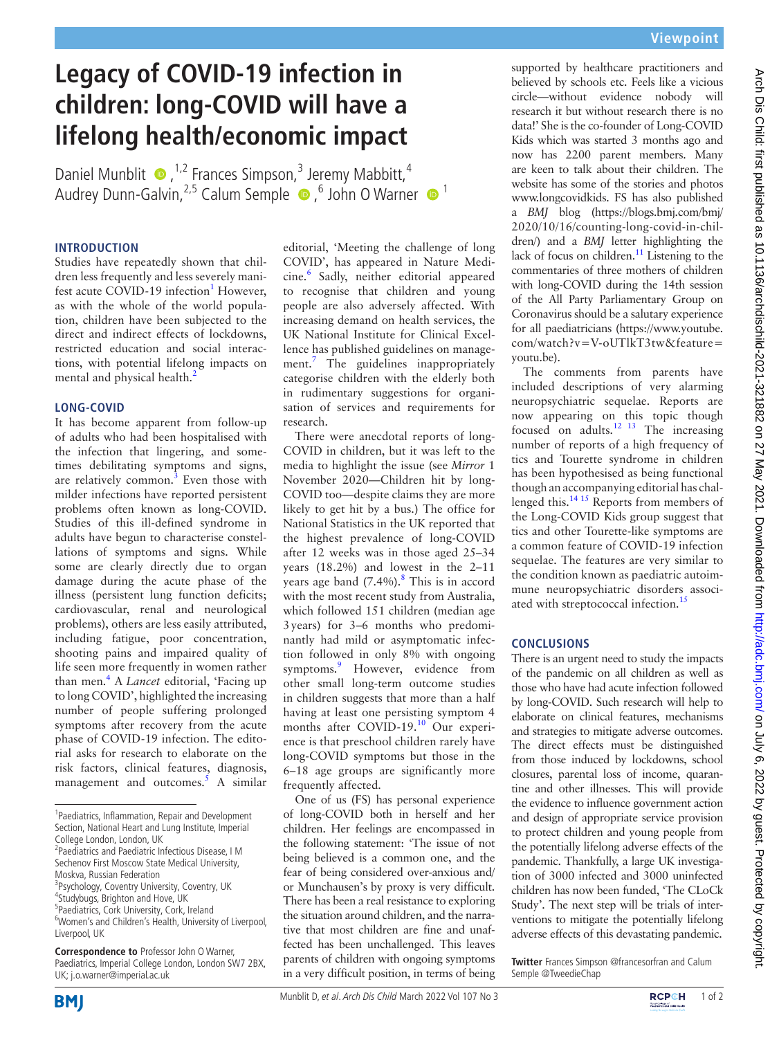# Legacy of COVID-19 infection in children: long-COVID will have a lifelong health/economic impact

Daniel Munblit[1,2] Frances Simpson,[3] Jeremy Mabbitt,[4] Audrey Dunn-Galvin,[2,5] Calum Semple[6] John O Warner[1]

## INTRODUCTION

Studies have repeatedly shown that children less frequently and less severely manifest acute COVID-19 infection[1] However, as with the whole of the world population, children have been subjected to the direct and indirect effects of lockdowns, restricted education and social interactions, with potential lifelong impacts on mental and physical health.[2]

## LONG-COVID

It has become apparent from follow-up of adults who had been hospitalised with the infection that lingering, and sometimes debilitating symptoms and signs, are relatively common.[3] Even those with milder infections have reported persistent problems often known as long-COVID. Studies of this ill-defined syndrome in adults have begun to characterise constellations of symptoms and signs. While some are clearly directly due to organ damage during the acute phase of the illness (persistent lung function deficits; cardiovascular, renal and neurological problems), others are less easily attributed, including fatigue, poor concentration, shooting pains and impaired quality of life seen more frequently in women rather than men.[4] A *Lancet* editorial, 'Facing up to long COVID', highlighted the increasing number of people suffering prolonged symptoms after recovery from the acute phase of COVID-19 infection. The editorial asks for research to elaborate on the risk factors, clinical features, diagnosis, management and outcomes.[5] A similar editorial, 'Meeting the challenge of long COVID', has appeared in Nature Medicine.[6] Sadly, neither editorial appeared to recognise that children and young people are also adversely affected. With increasing demand on health services, the UK National Institute for Clinical Excellence has published guidelines on management.[7] The guidelines inappropriately categorise children with the elderly both in rudimentary suggestions for organisation of services and requirements for research.

There were anecdotal reports of long-COVID in children, but it was left to the media to highlight the issue (see *Mirror* 1 November 2020—Children hit by long-COVID too—despite claims they are more likely to get hit by a bus.) The office for National Statistics in the UK reported that the highest prevalence of long-COVID after 12 weeks was in those aged 25–34 years (18.2%) and lowest in the 2–11 years age band (7.4%).[8] This is in accord with the most recent study from Australia, which followed 151 children (median age 3 years) for 3–6 months who predominantly had mild or asymptomatic infection followed in only 8% with ongoing symptoms.[9] However, evidence from other small long-term outcome studies in children suggests that more than a half having at least one persisting symptom 4 months after COVID-19.[10] Our experience is that preschool children rarely have long-COVID symptoms but those in the 6–18 age groups are significantly more frequently affected.

One of us (FS) has personal experience of long-COVID both in herself and her children. Her feelings are encompassed in the following statement: 'The issue of not being believed is a common one, and the fear of being considered over-anxious and/or Munchausen's by proxy is very difficult. There has been a real resistance to exploring the situation around children, and the narrative that most children are fine and unaffected has been unchallenged. This leaves parents of children with ongoing symptoms in a very difficult position, in terms of being supported by healthcare practitioners and believed by schools etc. Feels like a vicious circle—without evidence nobody will research it but without research there is no data!' She is the co-founder of Long-COVID Kids which was started 3 months ago and now has 2200 parent members. Many are keen to talk about their children. The website has some of the stories and photos www.longcovidkids. FS has also published a *BMJ* blog (https://blogs.bmj.com/bmj/2020/10/16/counting-long-covid-in-children/) and a *BMJ* letter highlighting the lack of focus on children.[11] Listening to the commentaries of three mothers of children with long-COVID during the 14th session of the All Party Parliamentary Group on Coronavirus should be a salutary experience for all paediatricians (https://www.youtube.com/watch?v=V-oUTlkT3tw&feature=youtu.be).

The comments from parents have included descriptions of very alarming neuropsychiatric sequelae. Reports are now appearing on this topic though focused on adults.[12,13] The increasing number of reports of a high frequency of tics and Tourette syndrome in children has been hypothesised as being functional though an accompanying editorial has challenged this.[14,15] Reports from members of the Long-COVID Kids group suggest that tics and other Tourette-like symptoms are a common feature of COVID-19 infection sequelae. The features are very similar to the condition known as paediatric autoimmune neuropsychiatric disorders associated with streptococcal infection.[15]

## CONCLUSIONS

There is an urgent need to study the impacts of the pandemic on all children as well as those who have had acute infection followed by long-COVID. Such research will help to elaborate on clinical features, mechanisms and strategies to mitigate adverse outcomes. The direct effects must be distinguished from those induced by lockdowns, school closures, parental loss of income, quarantine and other illnesses. This will provide the evidence to influence government action and design of appropriate service provision to protect children and young people from the potentially lifelong adverse effects of the pandemic. Thankfully, a large UK investigation of 3000 infected and 3000 uninfected children has now been funded, 'The CLoCk Study'. The next step will be trials of interventions to mitigate the potentially lifelong adverse effects of this devastating pandemic.

**Twitter** Frances Simpson @francesorfran and Calum Semple @TweedieChap

---

[1]Paediatrics, Inflammation, Repair and Development Section, National Heart and Lung Institute, Imperial College London, London, UK
[2]Paediatrics and Paediatric Infectious Disease, I M Sechenov First Moscow State Medical University, Moskva, Russian Federation
[3]Psychology, Coventry University, Coventry, UK
[4]Studybugs, Brighton and Hove, UK
[5]Paediatrics, Cork University, Cork, Ireland
[6]Women's and Children's Health, University of Liverpool, Liverpool, UK

**Correspondence to** Professor John O Warner, Paediatrics, Imperial College London, London SW7 2BX, UK; j.o.warner@imperial.ac.uk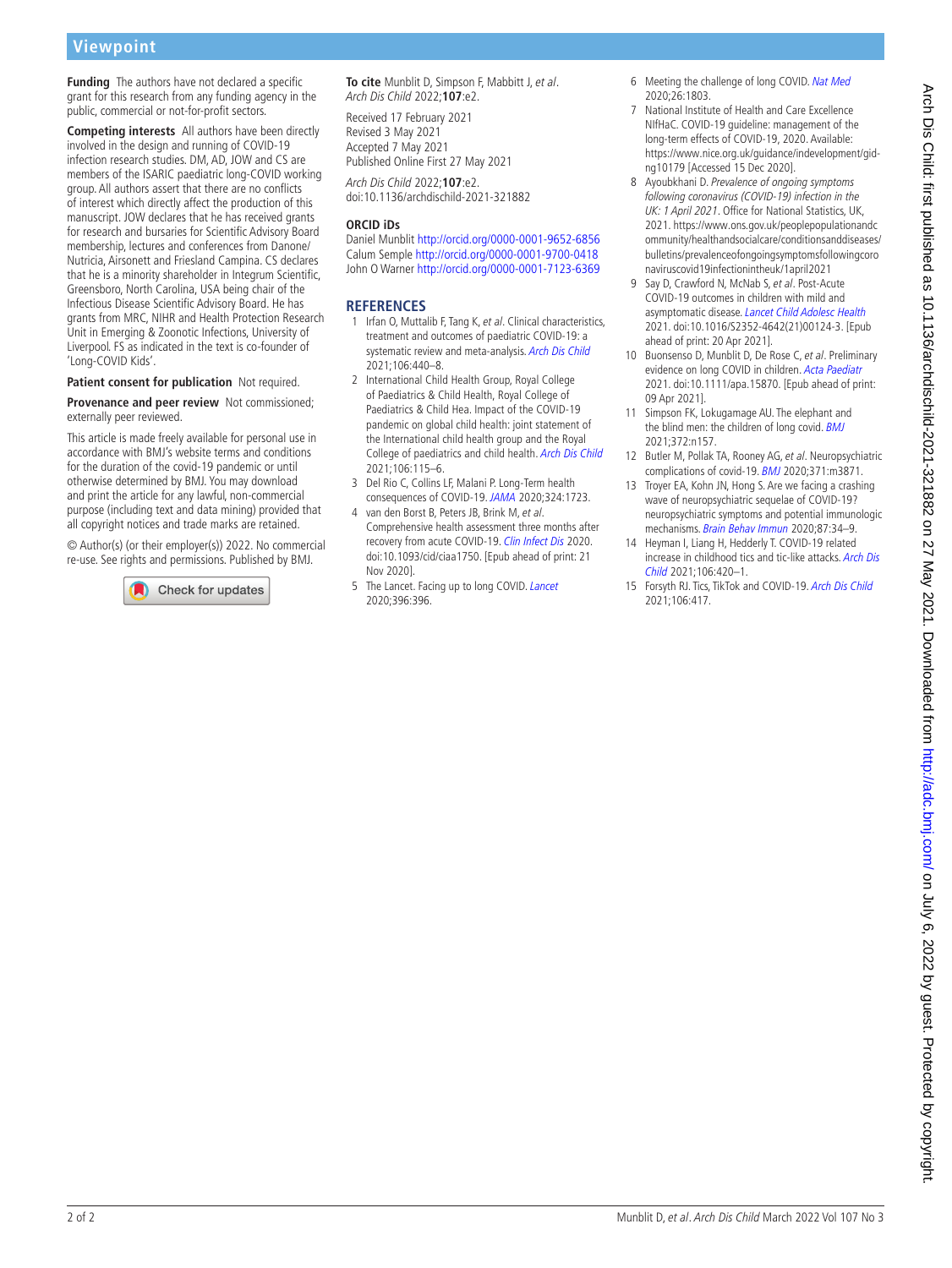**Funding** The authors have not declared a specific grant for this research from any funding agency in the public, commercial or not-for-profit sectors.

**Competing interests** All authors have been directly involved in the design and running of COVID-19 infection research studies. DM, AD, JOW and CS are members of the ISARIC paediatric long-COVID working group. All authors assert that there are no conflicts of interest which directly affect the production of this manuscript. JOW declares that he has received grants for research and bursaries for Scientific Advisory Board membership, lectures and conferences from Danone/Nutricia, Airsonett and Friesland Campina. CS declares that he is a minority shareholder in Integrum Scientific, Greensboro, North Carolina, USA being chair of the Infectious Disease Scientific Advisory Board. He has grants from MRC, NIHR and Health Protection Research Unit in Emerging & Zoonotic Infections, University of Liverpool. FS as indicated in the text is co-founder of 'Long-COVID Kids'.

**Patient consent for publication** Not required.

**Provenance and peer review** Not commissioned; externally peer reviewed.

This article is made freely available for personal use in accordance with BMJ's website terms and conditions for the duration of the covid-19 pandemic or until otherwise determined by BMJ. You may download and print the article for any lawful, non-commercial purpose (including text and data mining) provided that all copyright notices and trade marks are retained.

© Author(s) (or their employer(s)) 2022. No commercial re-use. See rights and permissions. Published by BMJ.

**To cite** Munblit D, Simpson F, Mabbitt J, *et al*. *Arch Dis Child* 2022;**107**:e2.

Received 17 February 2021
Revised 3 May 2021
Accepted 7 May 2021
Published Online First 27 May 2021

*Arch Dis Child* 2022;**107**:e2.
doi:10.1136/archdischild-2021-321882

**ORCID iDs**

Daniel Munblit http://orcid.org/0000-0001-9652-6856
Calum Semple http://orcid.org/0000-0001-9700-0418
John O Warner http://orcid.org/0000-0001-7123-6369

## REFERENCES

1. Irfan O, Muttalib F, Tang K, *et al*. Clinical characteristics, treatment and outcomes of paediatric COVID-19: a systematic review and meta-analysis. *Arch Dis Child* 2021;106:440–8.
2. International Child Health Group, Royal College of Paediatrics & Child Health, Royal College of Paediatrics & Child Hea. Impact of the COVID-19 pandemic on global child health: joint statement of the International child health group and the Royal College of paediatrics and child health. *Arch Dis Child* 2021;106:115–6.
3. Del Rio C, Collins LF, Malani P. Long-Term health consequences of COVID-19. *JAMA* 2020;324:1723.
4. van den Borst B, Peters JB, Brink M, *et al*. Comprehensive health assessment three months after recovery from acute COVID-19. *Clin Infect Dis* 2020. doi:10.1093/cid/ciaa1750. [Epub ahead of print: 21 Nov 2020].
5. The Lancet. Facing up to long COVID. *Lancet* 2020;396:396.
6. Meeting the challenge of long COVID. *Nat Med* 2020;26:1803.
7. National Institute of Health and Care Excellence NIfHaC. COVID-19 guideline: management of the long-term effects of COVID-19, 2020. Available: https://www.nice.org.uk/guidance/indevelopment/gid-ng10179 [Accessed 15 Dec 2020].
8. Ayoubkhani D. *Prevalence of ongoing symptoms following coronavirus (COVID-19) infection in the UK: 1 April 2021*. Office for National Statistics, UK, 2021. https://www.ons.gov.uk/peoplepopulationandcommunity/healthandsocialcare/conditionsanddiseases/bulletins/prevalenceofongoingsymptomsfollowingcoronaviruscovid19infectionintheuk/1april2021
9. Say D, Crawford N, McNab S, *et al*. Post-Acute COVID-19 outcomes in children with mild and asymptomatic disease. *Lancet Child Adolesc Health* 2021. doi:10.1016/S2352-4642(21)00124-3. [Epub ahead of print: 20 Apr 2021].
10. Buonsenso D, Munblit D, De Rose C, *et al*. Preliminary evidence on long COVID in children. *Acta Paediatr* 2021. doi:10.1111/apa.15870. [Epub ahead of print: 09 Apr 2021].
11. Simpson FK, Lokugamage AU. The elephant and the blind men: the children of long covid. *BMJ* 2021;372:n157.
12. Butler M, Pollak TA, Rooney AG, *et al*. Neuropsychiatric complications of covid-19. *BMJ* 2020;371:m3871.
13. Troyer EA, Kohn JN, Hong S. Are we facing a crashing wave of neuropsychiatric sequelae of COVID-19? neuropsychiatric symptoms and potential immunologic mechanisms. *Brain Behav Immun* 2020;87:34–9.
14. Heyman I, Liang H, Hedderly T. COVID-19 related increase in childhood tics and tic-like attacks. *Arch Dis Child* 2021;106:420–1.
15. Forsyth RJ. Tics, TikTok and COVID-19. *Arch Dis Child* 2021;106:417.